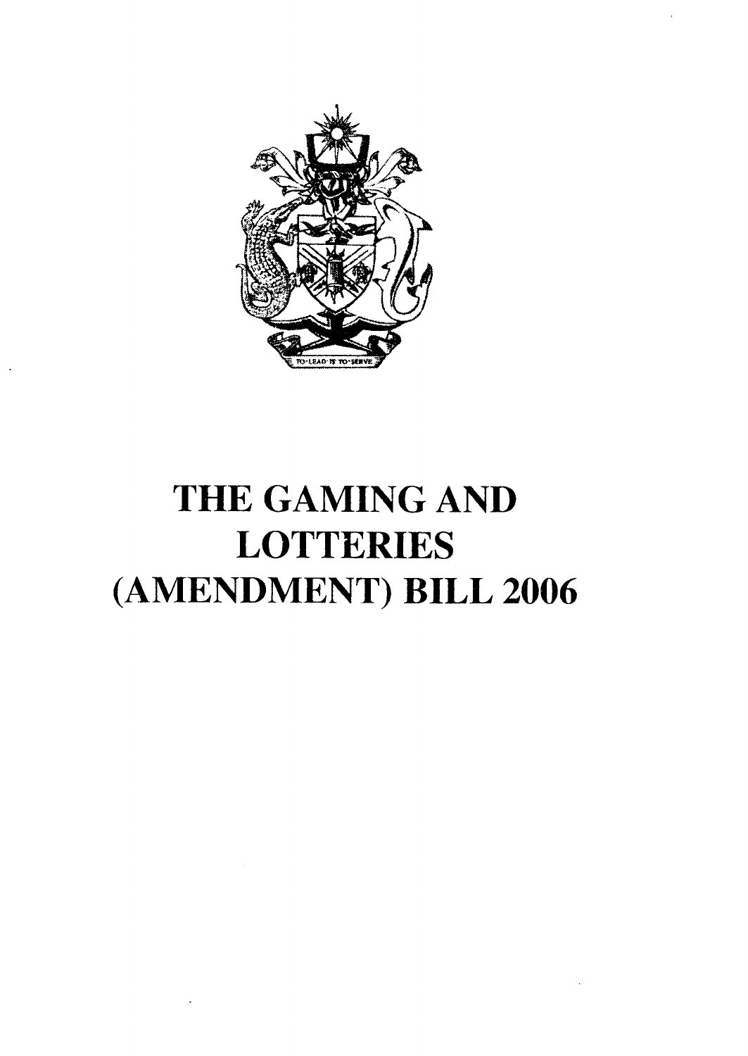# THE GAMING AND LOTTERIES (AMENDMENT) BILL 2006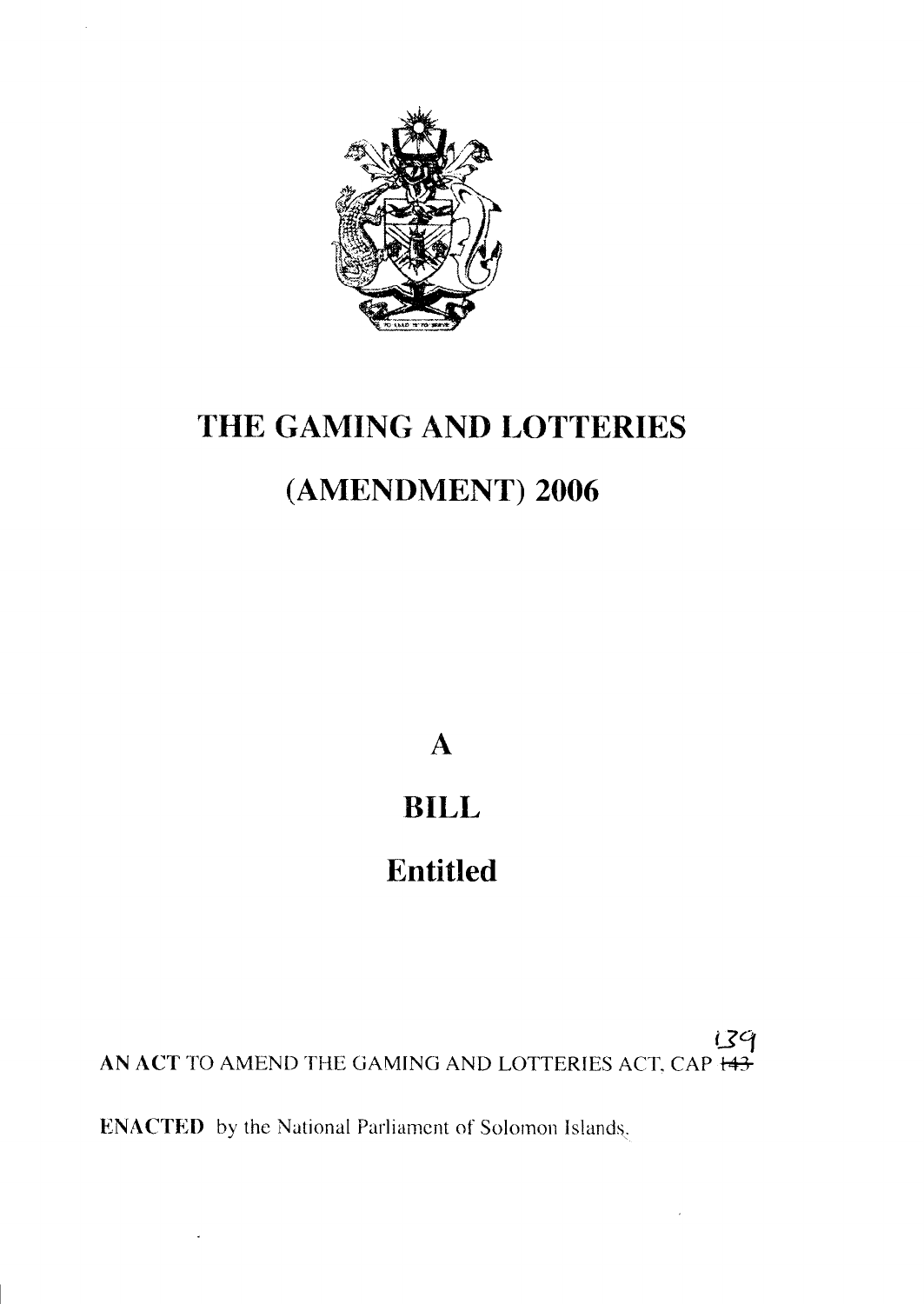# THE GAMING AND LOTTERIES

# (AMENDMENT) 2006

## A

## BILL

## Entitled

**AN ACT** TO AMEND THE GAMING AND LOTTERIES ACT, CAP ~~143~~ 139

**ENACTED** by the National Parliament of Solomon Islands.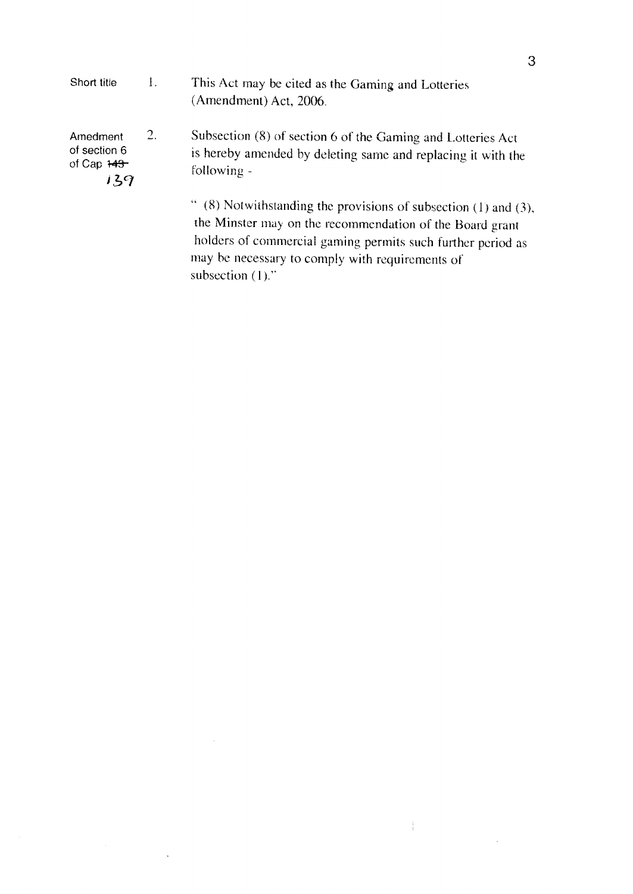Short title

1. This Act may be cited as the Gaming and Lotteries (Amendment) Act, 2006.

Amedment of section 6 of Cap ~~143~~ 139

2. Subsection (8) of section 6 of the Gaming and Lotteries Act is hereby amended by deleting same and replacing it with the following -

" (8) Notwithstanding the provisions of subsection (1) and (3), the Minster may on the recommendation of the Board grant holders of commercial gaming permits such further period as may be necessary to comply with requirements of subsection (1)."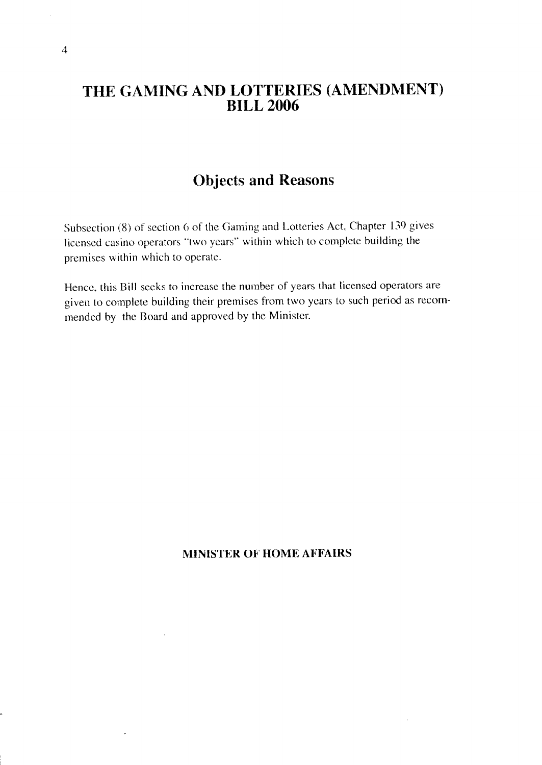# THE GAMING AND LOTTERIES (AMENDMENT) BILL 2006

## Objects and Reasons

Subsection (8) of section 6 of the Gaming and Lotteries Act, Chapter 139 gives licensed casino operators "two years" within which to complete building the premises within which to operate.

Hence, this Bill seeks to increase the number of years that licensed operators are given to complete building their premises from two years to such period as recommended by the Board and approved by the Minister.

**MINISTER OF HOME AFFAIRS**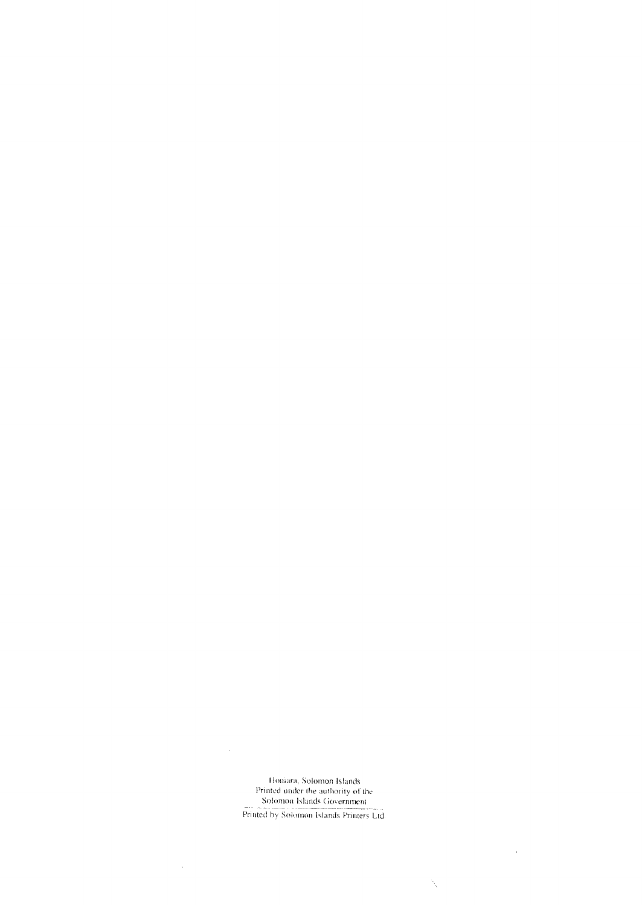Honiara, Solomon Islands
Printed under the authority of the
Solomon Islands Government

Printed by Solomon Islands Printers Ltd